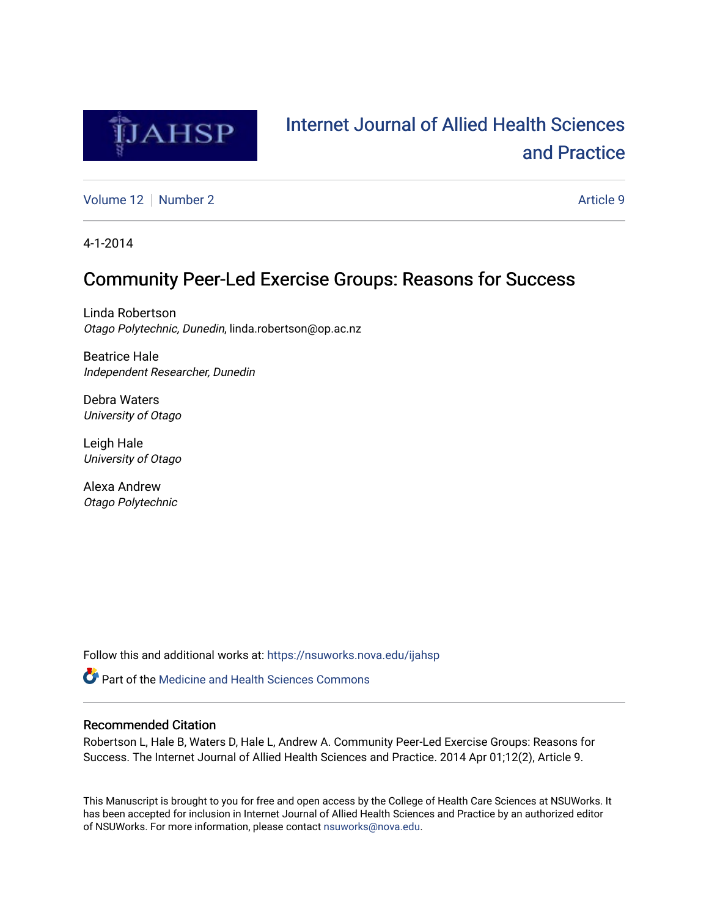# Internet Journal of Allied Health Sciences and Practice

Volume 12 | Number 2 | Article 9

4-1-2014

## Community Peer-Led Exercise Groups: Reasons for Success

Linda Robertson
*Otago Polytechnic, Dunedin*, linda.robertson@op.ac.nz

Beatrice Hale
*Independent Researcher, Dunedin*

Debra Waters
*University of Otago*

Leigh Hale
*University of Otago*

Alexa Andrew
*Otago Polytechnic*

Follow this and additional works at: https://nsuworks.nova.edu/ijahsp

Part of the Medicine and Health Sciences Commons

### Recommended Citation

Robertson L, Hale B, Waters D, Hale L, Andrew A. Community Peer-Led Exercise Groups: Reasons for Success. The Internet Journal of Allied Health Sciences and Practice. 2014 Apr 01;12(2), Article 9.

This Manuscript is brought to you for free and open access by the College of Health Care Sciences at NSUWorks. It has been accepted for inclusion in Internet Journal of Allied Health Sciences and Practice by an authorized editor of NSUWorks. For more information, please contact nsuworks@nova.edu.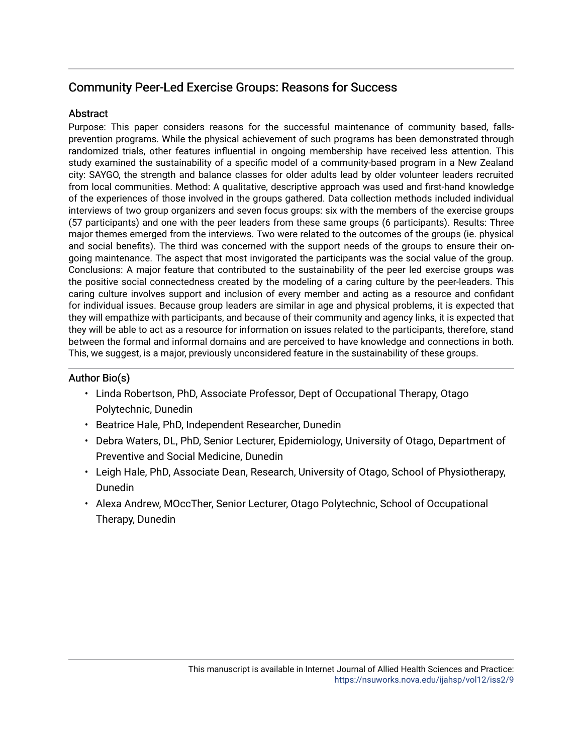## Community Peer-Led Exercise Groups: Reasons for Success

### Abstract

Purpose: This paper considers reasons for the successful maintenance of community based, falls-prevention programs. While the physical achievement of such programs has been demonstrated through randomized trials, other features influential in ongoing membership have received less attention. This study examined the sustainability of a specific model of a community-based program in a New Zealand city: SAYGO, the strength and balance classes for older adults lead by older volunteer leaders recruited from local communities. Method: A qualitative, descriptive approach was used and first-hand knowledge of the experiences of those involved in the groups gathered. Data collection methods included individual interviews of two group organizers and seven focus groups: six with the members of the exercise groups (57 participants) and one with the peer leaders from these same groups (6 participants). Results: Three major themes emerged from the interviews. Two were related to the outcomes of the groups (ie. physical and social benefits). The third was concerned with the support needs of the groups to ensure their on-going maintenance. The aspect that most invigorated the participants was the social value of the group. Conclusions: A major feature that contributed to the sustainability of the peer led exercise groups was the positive social connectedness created by the modeling of a caring culture by the peer-leaders. This caring culture involves support and inclusion of every member and acting as a resource and confidant for individual issues. Because group leaders are similar in age and physical problems, it is expected that they will empathize with participants, and because of their community and agency links, it is expected that they will be able to act as a resource for information on issues related to the participants, therefore, stand between the formal and informal domains and are perceived to have knowledge and connections in both. This, we suggest, is a major, previously unconsidered feature in the sustainability of these groups.

### Author Bio(s)

- Linda Robertson, PhD, Associate Professor, Dept of Occupational Therapy, Otago Polytechnic, Dunedin
- Beatrice Hale, PhD, Independent Researcher, Dunedin
- Debra Waters, DL, PhD, Senior Lecturer, Epidemiology, University of Otago, Department of Preventive and Social Medicine, Dunedin
- Leigh Hale, PhD, Associate Dean, Research, University of Otago, School of Physiotherapy, Dunedin
- Alexa Andrew, MOccTher, Senior Lecturer, Otago Polytechnic, School of Occupational Therapy, Dunedin

This manuscript is available in Internet Journal of Allied Health Sciences and Practice: https://nsuworks.nova.edu/ijahsp/vol12/iss2/9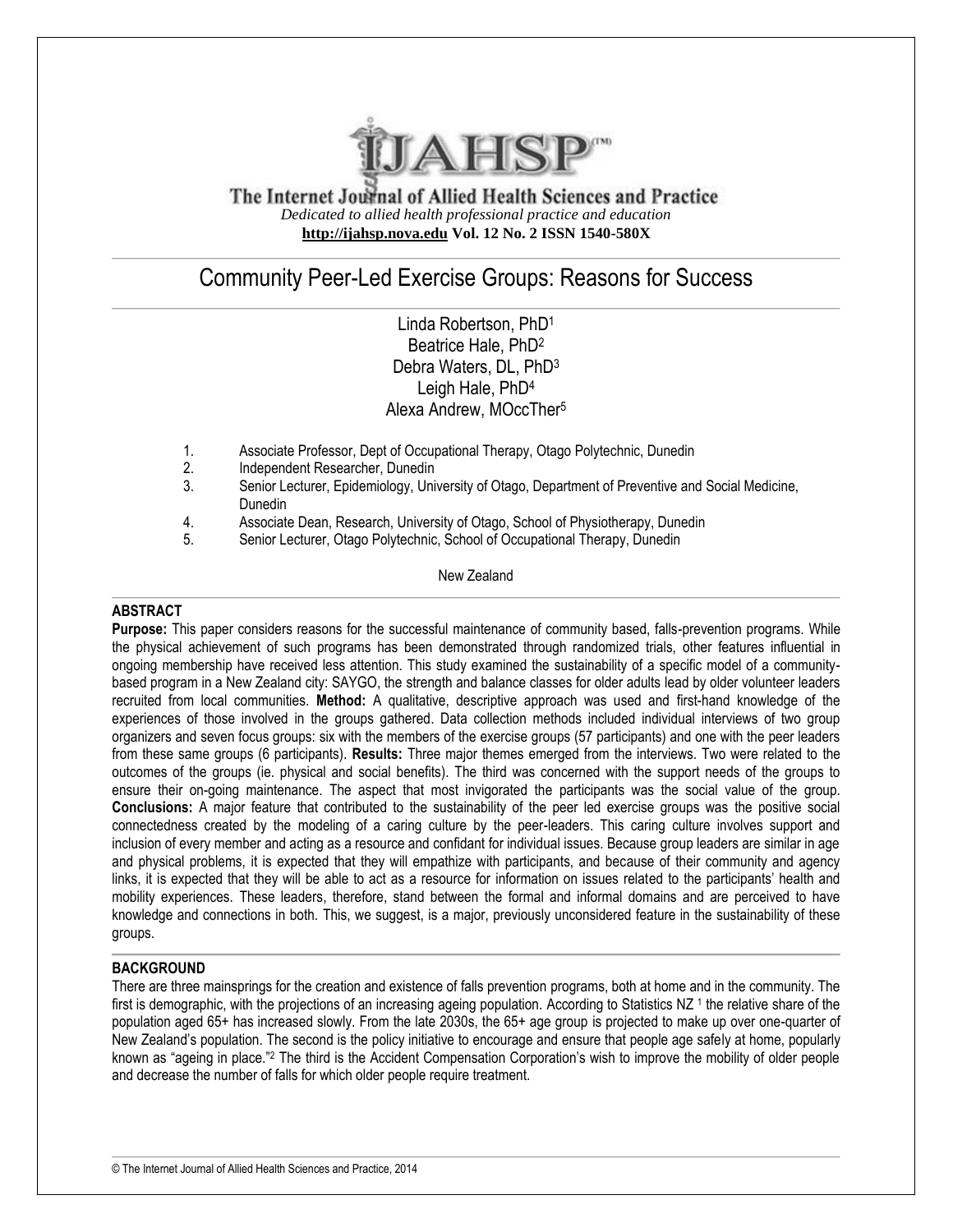# Community Peer-Led Exercise Groups: Reasons for Success

Linda Robertson, PhD[1]
Beatrice Hale, PhD[2]
Debra Waters, DL, PhD[3]
Leigh Hale, PhD[4]
Alexa Andrew, MOccTher[5]

1. Associate Professor, Dept of Occupational Therapy, Otago Polytechnic, Dunedin
2. Independent Researcher, Dunedin
3. Senior Lecturer, Epidemiology, University of Otago, Department of Preventive and Social Medicine, Dunedin
4. Associate Dean, Research, University of Otago, School of Physiotherapy, Dunedin
5. Senior Lecturer, Otago Polytechnic, School of Occupational Therapy, Dunedin

New Zealand

## ABSTRACT

**Purpose:** This paper considers reasons for the successful maintenance of community based, falls-prevention programs. While the physical achievement of such programs has been demonstrated through randomized trials, other features influential in ongoing membership have received less attention. This study examined the sustainability of a specific model of a community-based program in a New Zealand city: SAYGO, the strength and balance classes for older adults lead by older volunteer leaders recruited from local communities. **Method:** A qualitative, descriptive approach was used and first-hand knowledge of the experiences of those involved in the groups gathered. Data collection methods included individual interviews of two group organizers and seven focus groups: six with the members of the exercise groups (57 participants) and one with the peer leaders from these same groups (6 participants). **Results:** Three major themes emerged from the interviews. Two were related to the outcomes of the groups (ie. physical and social benefits). The third was concerned with the support needs of the groups to ensure their on-going maintenance. The aspect that most invigorated the participants was the social value of the group. **Conclusions:** A major feature that contributed to the sustainability of the peer led exercise groups was the positive social connectedness created by the modeling of a caring culture by the peer-leaders. This caring culture involves support and inclusion of every member and acting as a resource and confidant for individual issues. Because group leaders are similar in age and physical problems, it is expected that they will empathize with participants, and because of their community and agency links, it is expected that they will be able to act as a resource for information on issues related to the participants' health and mobility experiences. These leaders, therefore, stand between the formal and informal domains and are perceived to have knowledge and connections in both. This, we suggest, is a major, previously unconsidered feature in the sustainability of these groups.

## BACKGROUND

There are three mainsprings for the creation and existence of falls prevention programs, both at home and in the community. The first is demographic, with the projections of an increasing ageing population. According to Statistics NZ [1] the relative share of the population aged 65+ has increased slowly. From the late 2030s, the 65+ age group is projected to make up over one-quarter of New Zealand's population. The second is the policy initiative to encourage and ensure that people age safely at home, popularly known as "ageing in place."[2] The third is the Accident Compensation Corporation's wish to improve the mobility of older people and decrease the number of falls for which older people require treatment.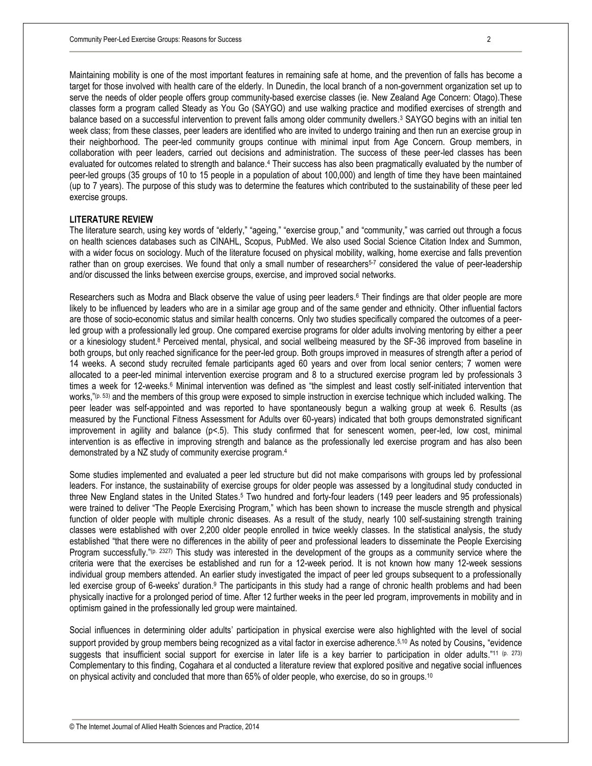Maintaining mobility is one of the most important features in remaining safe at home, and the prevention of falls has become a target for those involved with health care of the elderly. In Dunedin, the local branch of a non-government organization set up to serve the needs of older people offers group community-based exercise classes (ie. New Zealand Age Concern: Otago).These classes form a program called Steady as You Go (SAYGO) and use walking practice and modified exercises of strength and balance based on a successful intervention to prevent falls among older community dwellers.[3] SAYGO begins with an initial ten week class; from these classes, peer leaders are identified who are invited to undergo training and then run an exercise group in their neighborhood. The peer-led community groups continue with minimal input from Age Concern. Group members, in collaboration with peer leaders, carried out decisions and administration. The success of these peer-led classes has been evaluated for outcomes related to strength and balance.[4] Their success has also been pragmatically evaluated by the number of peer-led groups (35 groups of 10 to 15 people in a population of about 100,000) and length of time they have been maintained (up to 7 years). The purpose of this study was to determine the features which contributed to the sustainability of these peer led exercise groups.

## LITERATURE REVIEW

The literature search, using key words of "elderly," "ageing," "exercise group," and "community," was carried out through a focus on health sciences databases such as CINAHL, Scopus, PubMed. We also used Social Science Citation Index and Summon, with a wider focus on sociology. Much of the literature focused on physical mobility, walking, home exercise and falls prevention rather than on group exercises. We found that only a small number of researchers[5-7] considered the value of peer-leadership and/or discussed the links between exercise groups, exercise, and improved social networks.

Researchers such as Modra and Black observe the value of using peer leaders.[6] Their findings are that older people are more likely to be influenced by leaders who are in a similar age group and of the same gender and ethnicity. Other influential factors are those of socio-economic status and similar health concerns. Only two studies specifically compared the outcomes of a peer-led group with a professionally led group. One compared exercise programs for older adults involving mentoring by either a peer or a kinesiology student.[8] Perceived mental, physical, and social wellbeing measured by the SF-36 improved from baseline in both groups, but only reached significance for the peer-led group. Both groups improved in measures of strength after a period of 14 weeks. A second study recruited female participants aged 60 years and over from local senior centers; 7 women were allocated to a peer-led minimal intervention exercise program and 8 to a structured exercise program led by professionals 3 times a week for 12-weeks.[6] Minimal intervention was defined as "the simplest and least costly self-initiated intervention that works,"[(p. 53)] and the members of this group were exposed to simple instruction in exercise technique which included walking. The peer leader was self-appointed and was reported to have spontaneously begun a walking group at week 6. Results (as measured by the Functional Fitness Assessment for Adults over 60-years) indicated that both groups demonstrated significant improvement in agility and balance ($p<.5$). This study confirmed that for senescent women, peer-led, low cost, minimal intervention is as effective in improving strength and balance as the professionally led exercise program and has also been demonstrated by a NZ study of community exercise program.[4]

Some studies implemented and evaluated a peer led structure but did not make comparisons with groups led by professional leaders. For instance, the sustainability of exercise groups for older people was assessed by a longitudinal study conducted in three New England states in the United States.[5] Two hundred and forty-four leaders (149 peer leaders and 95 professionals) were trained to deliver "The People Exercising Program," which has been shown to increase the muscle strength and physical function of older people with multiple chronic diseases. As a result of the study, nearly 100 self-sustaining strength training classes were established with over 2,200 older people enrolled in twice weekly classes. In the statistical analysis, the study established "that there were no differences in the ability of peer and professional leaders to disseminate the People Exercising Program successfully."[(p. 2327)] This study was interested in the development of the groups as a community service where the criteria were that the exercises be established and run for a 12-week period. It is not known how many 12-week sessions individual group members attended. An earlier study investigated the impact of peer led groups subsequent to a professionally led exercise group of 6-weeks' duration.[9] The participants in this study had a range of chronic health problems and had been physically inactive for a prolonged period of time. After 12 further weeks in the peer led program, improvements in mobility and in optimism gained in the professionally led group were maintained.

Social influences in determining older adults' participation in physical exercise were also highlighted with the level of social support provided by group members being recognized as a vital factor in exercise adherence.[5,10] As noted by Cousins, "evidence suggests that insufficient social support for exercise in later life is a key barrier to participation in older adults."[11 (p. 273)] Complementary to this finding, Cogahara et al conducted a literature review that explored positive and negative social influences on physical activity and concluded that more than 65% of older people, who exercise, do so in groups.[10]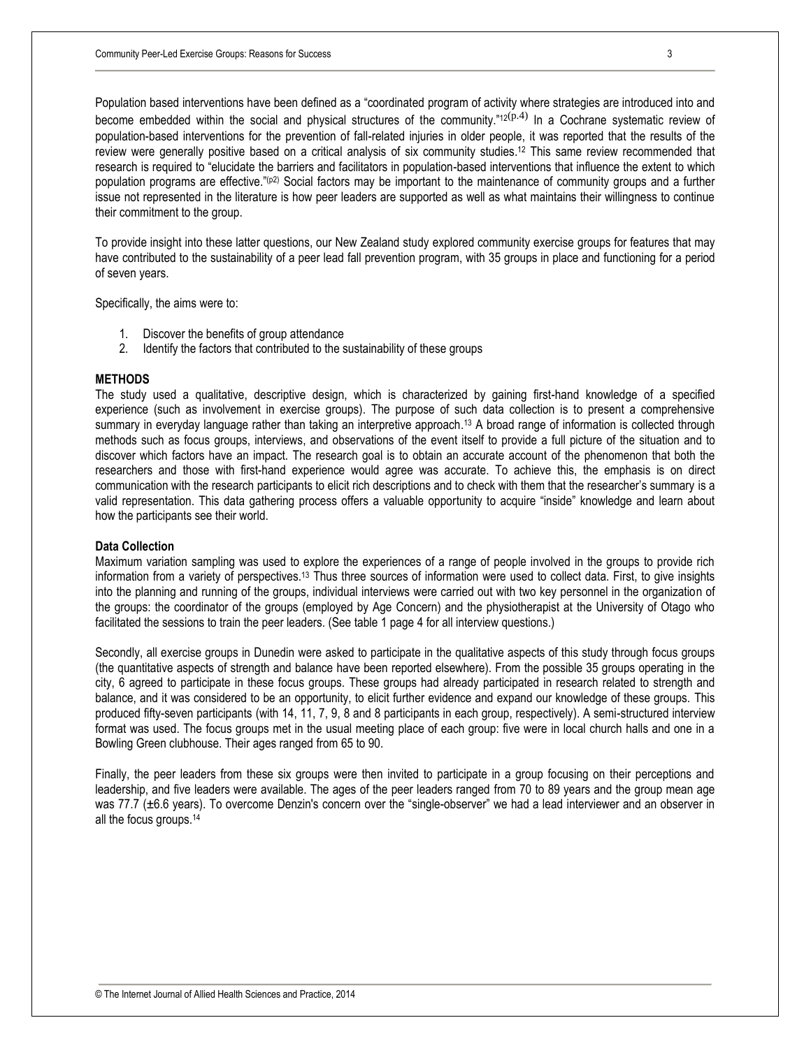Population based interventions have been defined as a "coordinated program of activity where strategies are introduced into and become embedded within the social and physical structures of the community."[12(p.4)] In a Cochrane systematic review of population-based interventions for the prevention of fall-related injuries in older people, it was reported that the results of the review were generally positive based on a critical analysis of six community studies.[12] This same review recommended that research is required to "elucidate the barriers and facilitators in population-based interventions that influence the extent to which population programs are effective."[(p2)] Social factors may be important to the maintenance of community groups and a further issue not represented in the literature is how peer leaders are supported as well as what maintains their willingness to continue their commitment to the group.

To provide insight into these latter questions, our New Zealand study explored community exercise groups for features that may have contributed to the sustainability of a peer lead fall prevention program, with 35 groups in place and functioning for a period of seven years.

Specifically, the aims were to:

1. Discover the benefits of group attendance
2. Identify the factors that contributed to the sustainability of these groups

## METHODS

The study used a qualitative, descriptive design, which is characterized by gaining first-hand knowledge of a specified experience (such as involvement in exercise groups). The purpose of such data collection is to present a comprehensive summary in everyday language rather than taking an interpretive approach.[13] A broad range of information is collected through methods such as focus groups, interviews, and observations of the event itself to provide a full picture of the situation and to discover which factors have an impact. The research goal is to obtain an accurate account of the phenomenon that both the researchers and those with first-hand experience would agree was accurate. To achieve this, the emphasis is on direct communication with the research participants to elicit rich descriptions and to check with them that the researcher's summary is a valid representation. This data gathering process offers a valuable opportunity to acquire "inside" knowledge and learn about how the participants see their world.

### Data Collection

Maximum variation sampling was used to explore the experiences of a range of people involved in the groups to provide rich information from a variety of perspectives.[13] Thus three sources of information were used to collect data. First, to give insights into the planning and running of the groups, individual interviews were carried out with two key personnel in the organization of the groups: the coordinator of the groups (employed by Age Concern) and the physiotherapist at the University of Otago who facilitated the sessions to train the peer leaders. (See table 1 page 4 for all interview questions.)

Secondly, all exercise groups in Dunedin were asked to participate in the qualitative aspects of this study through focus groups (the quantitative aspects of strength and balance have been reported elsewhere). From the possible 35 groups operating in the city, 6 agreed to participate in these focus groups. These groups had already participated in research related to strength and balance, and it was considered to be an opportunity, to elicit further evidence and expand our knowledge of these groups. This produced fifty-seven participants (with 14, 11, 7, 9, 8 and 8 participants in each group, respectively). A semi-structured interview format was used. The focus groups met in the usual meeting place of each group: five were in local church halls and one in a Bowling Green clubhouse. Their ages ranged from 65 to 90.

Finally, the peer leaders from these six groups were then invited to participate in a group focusing on their perceptions and leadership, and five leaders were available. The ages of the peer leaders ranged from 70 to 89 years and the group mean age was 77.7 (±6.6 years). To overcome Denzin's concern over the "single-observer" we had a lead interviewer and an observer in all the focus groups.[14]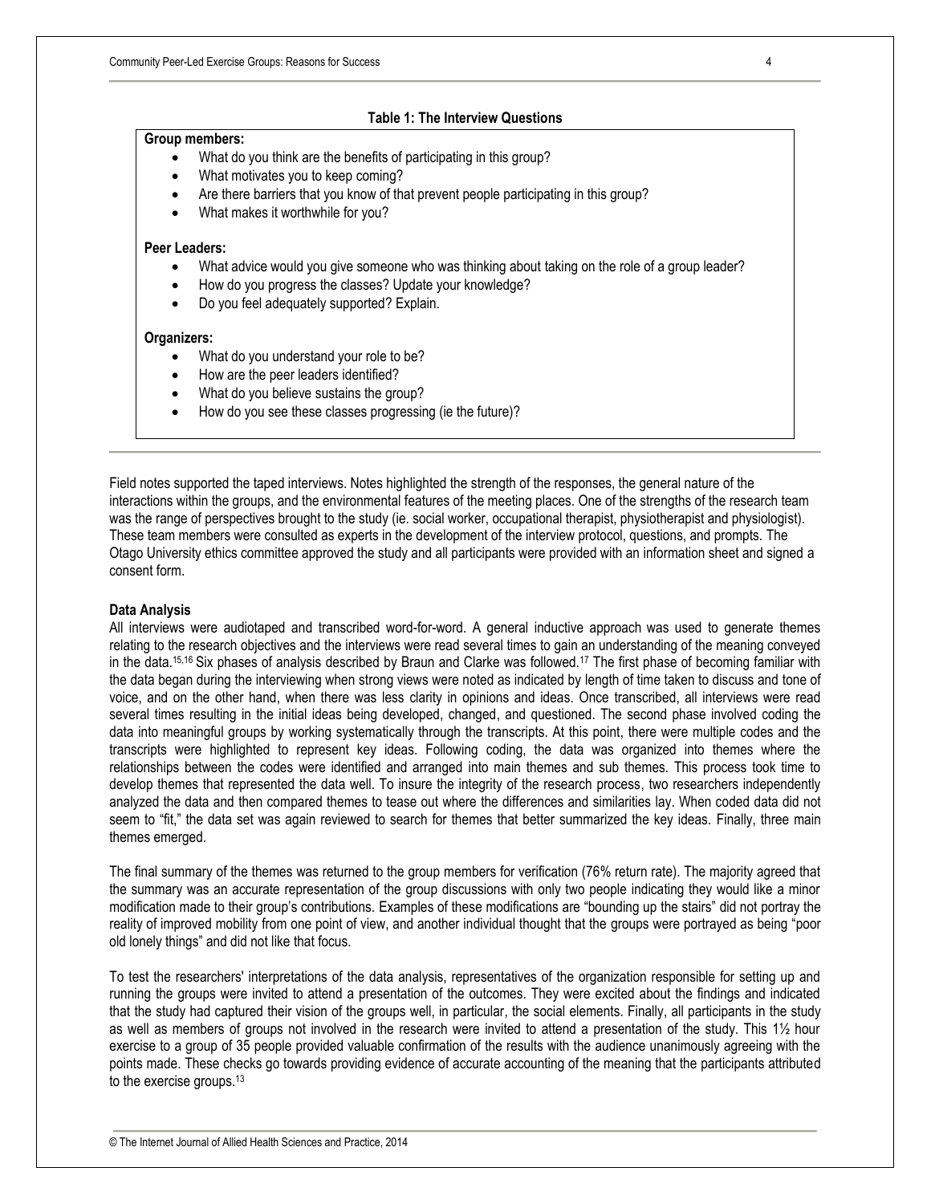**Table 1: The Interview Questions**

**Group members:**

- What do you think are the benefits of participating in this group?
- What motivates you to keep coming?
- Are there barriers that you know of that prevent people participating in this group?
- What makes it worthwhile for you?

**Peer Leaders:**

- What advice would you give someone who was thinking about taking on the role of a group leader?
- How do you progress the classes? Update your knowledge?
- Do you feel adequately supported? Explain.

**Organizers:**

- What do you understand your role to be?
- How are the peer leaders identified?
- What do you believe sustains the group?
- How do you see these classes progressing (ie the future)?

Field notes supported the taped interviews. Notes highlighted the strength of the responses, the general nature of the interactions within the groups, and the environmental features of the meeting places. One of the strengths of the research team was the range of perspectives brought to the study (ie. social worker, occupational therapist, physiotherapist and physiologist). These team members were consulted as experts in the development of the interview protocol, questions, and prompts. The Otago University ethics committee approved the study and all participants were provided with an information sheet and signed a consent form.

**Data Analysis**

All interviews were audiotaped and transcribed word-for-word. A general inductive approach was used to generate themes relating to the research objectives and the interviews were read several times to gain an understanding of the meaning conveyed in the data.[15,16] Six phases of analysis described by Braun and Clarke was followed.[17] The first phase of becoming familiar with the data began during the interviewing when strong views were noted as indicated by length of time taken to discuss and tone of voice, and on the other hand, when there was less clarity in opinions and ideas. Once transcribed, all interviews were read several times resulting in the initial ideas being developed, changed, and questioned. The second phase involved coding the data into meaningful groups by working systematically through the transcripts. At this point, there were multiple codes and the transcripts were highlighted to represent key ideas. Following coding, the data was organized into themes where the relationships between the codes were identified and arranged into main themes and sub themes. This process took time to develop themes that represented the data well. To insure the integrity of the research process, two researchers independently analyzed the data and then compared themes to tease out where the differences and similarities lay. When coded data did not seem to "fit," the data set was again reviewed to search for themes that better summarized the key ideas. Finally, three main themes emerged.

The final summary of the themes was returned to the group members for verification (76% return rate). The majority agreed that the summary was an accurate representation of the group discussions with only two people indicating they would like a minor modification made to their group's contributions. Examples of these modifications are "bounding up the stairs" did not portray the reality of improved mobility from one point of view, and another individual thought that the groups were portrayed as being "poor old lonely things" and did not like that focus.

To test the researchers' interpretations of the data analysis, representatives of the organization responsible for setting up and running the groups were invited to attend a presentation of the outcomes. They were excited about the findings and indicated that the study had captured their vision of the groups well, in particular, the social elements. Finally, all participants in the study as well as members of groups not involved in the research were invited to attend a presentation of the study. This 1½ hour exercise to a group of 35 people provided valuable confirmation of the results with the audience unanimously agreeing with the points made. These checks go towards providing evidence of accurate accounting of the meaning that the participants attributed to the exercise groups.[13]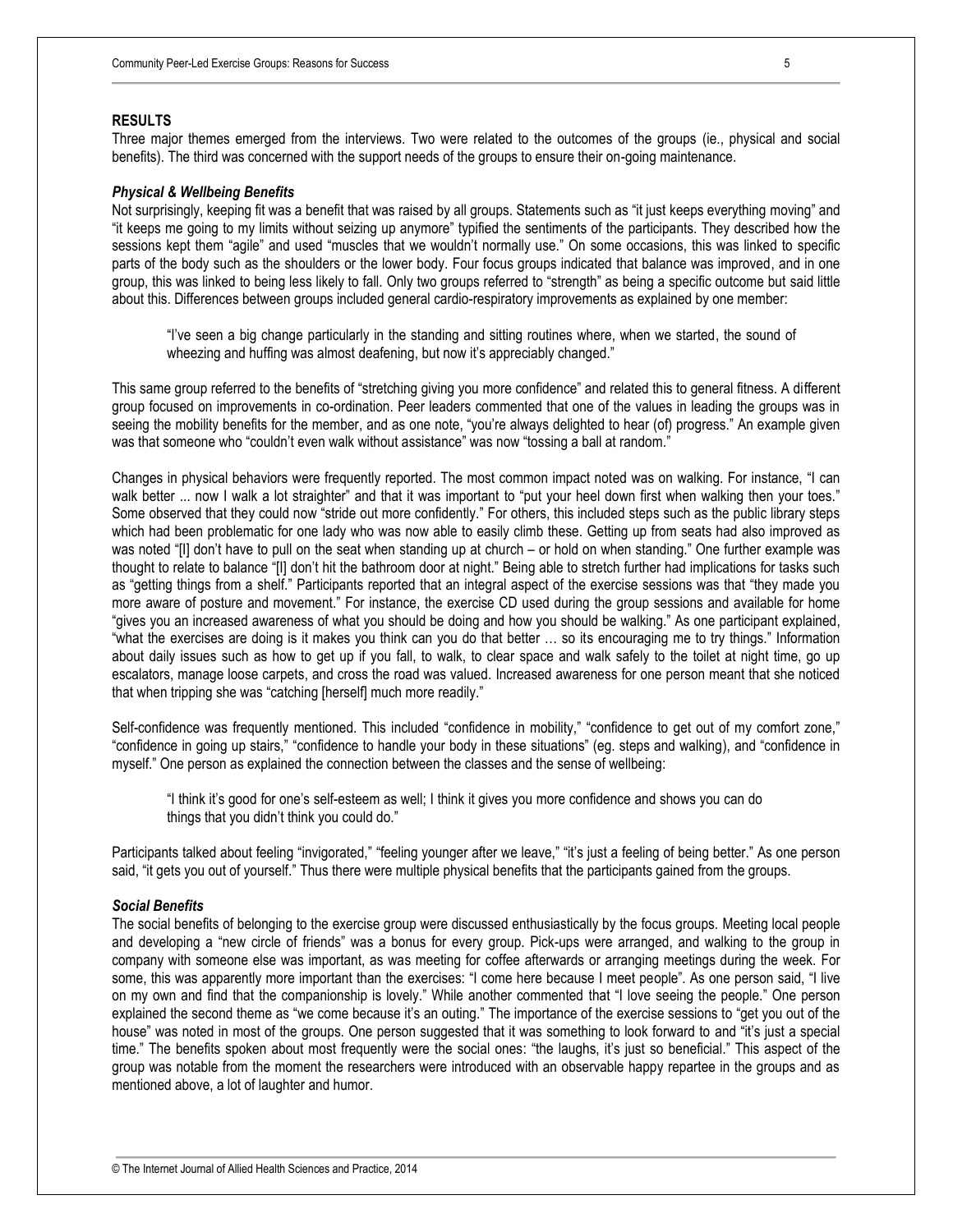## RESULTS

Three major themes emerged from the interviews. Two were related to the outcomes of the groups (ie., physical and social benefits). The third was concerned with the support needs of the groups to ensure their on-going maintenance.

### *Physical & Wellbeing Benefits*

Not surprisingly, keeping fit was a benefit that was raised by all groups. Statements such as "it just keeps everything moving" and "it keeps me going to my limits without seizing up anymore" typified the sentiments of the participants. They described how the sessions kept them "agile" and used "muscles that we wouldn't normally use." On some occasions, this was linked to specific parts of the body such as the shoulders or the lower body. Four focus groups indicated that balance was improved, and in one group, this was linked to being less likely to fall. Only two groups referred to "strength" as being a specific outcome but said little about this. Differences between groups included general cardio-respiratory improvements as explained by one member:

> "I've seen a big change particularly in the standing and sitting routines where, when we started, the sound of wheezing and huffing was almost deafening, but now it's appreciably changed."

This same group referred to the benefits of "stretching giving you more confidence" and related this to general fitness. A different group focused on improvements in co-ordination. Peer leaders commented that one of the values in leading the groups was in seeing the mobility benefits for the member, and as one note, "you're always delighted to hear (of) progress." An example given was that someone who "couldn't even walk without assistance" was now "tossing a ball at random."

Changes in physical behaviors were frequently reported. The most common impact noted was on walking. For instance, "I can walk better ... now I walk a lot straighter" and that it was important to "put your heel down first when walking then your toes." Some observed that they could now "stride out more confidently." For others, this included steps such as the public library steps which had been problematic for one lady who was now able to easily climb these. Getting up from seats had also improved as was noted "[I] don't have to pull on the seat when standing up at church – or hold on when standing." One further example was thought to relate to balance "[I] don't hit the bathroom door at night." Being able to stretch further had implications for tasks such as "getting things from a shelf." Participants reported that an integral aspect of the exercise sessions was that "they made you more aware of posture and movement." For instance, the exercise CD used during the group sessions and available for home "gives you an increased awareness of what you should be doing and how you should be walking." As one participant explained, "what the exercises are doing is it makes you think can you do that better … so its encouraging me to try things." Information about daily issues such as how to get up if you fall, to walk, to clear space and walk safely to the toilet at night time, go up escalators, manage loose carpets, and cross the road was valued. Increased awareness for one person meant that she noticed that when tripping she was "catching [herself] much more readily."

Self-confidence was frequently mentioned. This included "confidence in mobility," "confidence to get out of my comfort zone," "confidence in going up stairs," "confidence to handle your body in these situations" (eg. steps and walking), and "confidence in myself." One person as explained the connection between the classes and the sense of wellbeing:

> "I think it's good for one's self-esteem as well; I think it gives you more confidence and shows you can do things that you didn't think you could do."

Participants talked about feeling "invigorated," "feeling younger after we leave," "it's just a feeling of being better." As one person said, "it gets you out of yourself." Thus there were multiple physical benefits that the participants gained from the groups.

### *Social Benefits*

The social benefits of belonging to the exercise group were discussed enthusiastically by the focus groups. Meeting local people and developing a "new circle of friends" was a bonus for every group. Pick-ups were arranged, and walking to the group in company with someone else was important, as was meeting for coffee afterwards or arranging meetings during the week. For some, this was apparently more important than the exercises: "I come here because I meet people". As one person said, "I live on my own and find that the companionship is lovely." While another commented that "I love seeing the people." One person explained the second theme as "we come because it's an outing." The importance of the exercise sessions to "get you out of the house" was noted in most of the groups. One person suggested that it was something to look forward to and "it's just a special time." The benefits spoken about most frequently were the social ones: "the laughs, it's just so beneficial." This aspect of the group was notable from the moment the researchers were introduced with an observable happy repartee in the groups and as mentioned above, a lot of laughter and humor.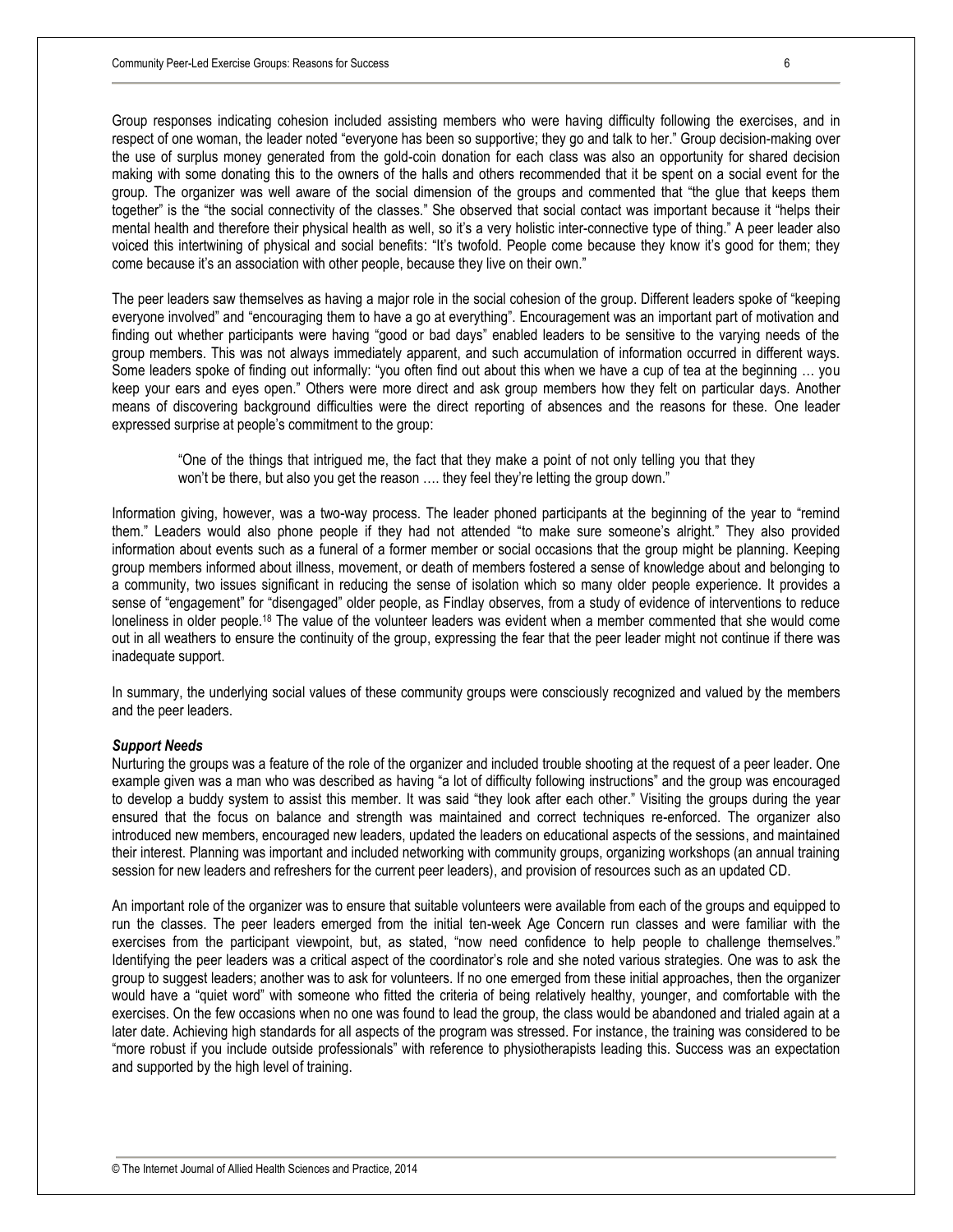Group responses indicating cohesion included assisting members who were having difficulty following the exercises, and in respect of one woman, the leader noted "everyone has been so supportive; they go and talk to her." Group decision-making over the use of surplus money generated from the gold-coin donation for each class was also an opportunity for shared decision making with some donating this to the owners of the halls and others recommended that it be spent on a social event for the group. The organizer was well aware of the social dimension of the groups and commented that "the glue that keeps them together" is the "the social connectivity of the classes." She observed that social contact was important because it "helps their mental health and therefore their physical health as well, so it's a very holistic inter-connective type of thing." A peer leader also voiced this intertwining of physical and social benefits: "It's twofold. People come because they know it's good for them; they come because it's an association with other people, because they live on their own."

The peer leaders saw themselves as having a major role in the social cohesion of the group. Different leaders spoke of "keeping everyone involved" and "encouraging them to have a go at everything". Encouragement was an important part of motivation and finding out whether participants were having "good or bad days" enabled leaders to be sensitive to the varying needs of the group members. This was not always immediately apparent, and such accumulation of information occurred in different ways. Some leaders spoke of finding out informally: "you often find out about this when we have a cup of tea at the beginning … you keep your ears and eyes open." Others were more direct and ask group members how they felt on particular days. Another means of discovering background difficulties were the direct reporting of absences and the reasons for these. One leader expressed surprise at people's commitment to the group:

> "One of the things that intrigued me, the fact that they make a point of not only telling you that they won't be there, but also you get the reason …. they feel they're letting the group down."

Information giving, however, was a two-way process. The leader phoned participants at the beginning of the year to "remind them." Leaders would also phone people if they had not attended "to make sure someone's alright." They also provided information about events such as a funeral of a former member or social occasions that the group might be planning. Keeping group members informed about illness, movement, or death of members fostered a sense of knowledge about and belonging to a community, two issues significant in reducing the sense of isolation which so many older people experience. It provides a sense of "engagement" for "disengaged" older people, as Findlay observes, from a study of evidence of interventions to reduce loneliness in older people.[18] The value of the volunteer leaders was evident when a member commented that she would come out in all weathers to ensure the continuity of the group, expressing the fear that the peer leader might not continue if there was inadequate support.

In summary, the underlying social values of these community groups were consciously recognized and valued by the members and the peer leaders.

***Support Needs***

Nurturing the groups was a feature of the role of the organizer and included trouble shooting at the request of a peer leader. One example given was a man who was described as having "a lot of difficulty following instructions" and the group was encouraged to develop a buddy system to assist this member. It was said "they look after each other." Visiting the groups during the year ensured that the focus on balance and strength was maintained and correct techniques re-enforced. The organizer also introduced new members, encouraged new leaders, updated the leaders on educational aspects of the sessions, and maintained their interest. Planning was important and included networking with community groups, organizing workshops (an annual training session for new leaders and refreshers for the current peer leaders), and provision of resources such as an updated CD.

An important role of the organizer was to ensure that suitable volunteers were available from each of the groups and equipped to run the classes. The peer leaders emerged from the initial ten-week Age Concern run classes and were familiar with the exercises from the participant viewpoint, but, as stated, "now need confidence to help people to challenge themselves." Identifying the peer leaders was a critical aspect of the coordinator's role and she noted various strategies. One was to ask the group to suggest leaders; another was to ask for volunteers. If no one emerged from these initial approaches, then the organizer would have a "quiet word" with someone who fitted the criteria of being relatively healthy, younger, and comfortable with the exercises. On the few occasions when no one was found to lead the group, the class would be abandoned and trialed again at a later date. Achieving high standards for all aspects of the program was stressed. For instance, the training was considered to be "more robust if you include outside professionals" with reference to physiotherapists leading this. Success was an expectation and supported by the high level of training.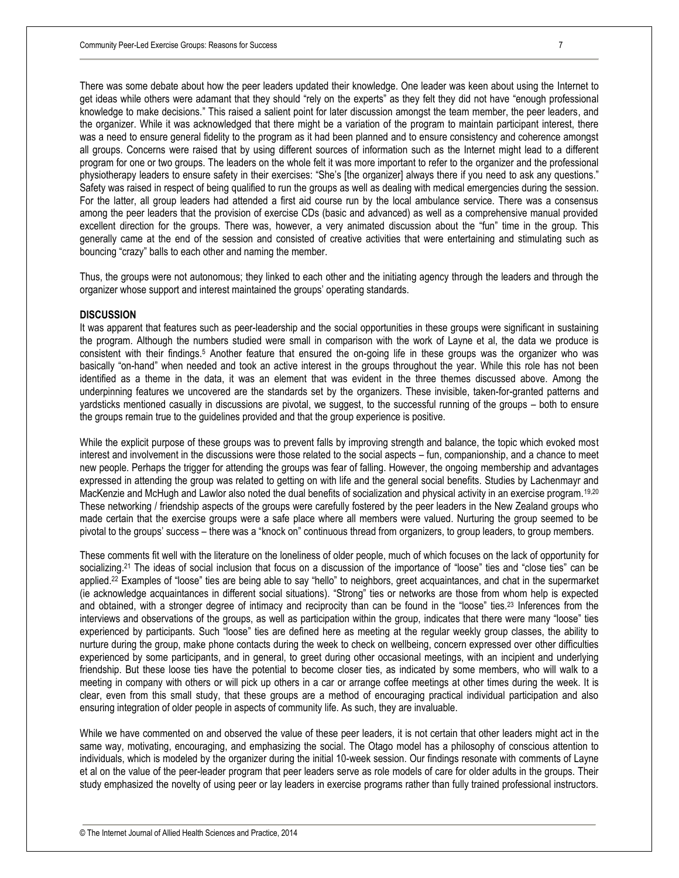There was some debate about how the peer leaders updated their knowledge. One leader was keen about using the Internet to get ideas while others were adamant that they should "rely on the experts" as they felt they did not have "enough professional knowledge to make decisions." This raised a salient point for later discussion amongst the team member, the peer leaders, and the organizer. While it was acknowledged that there might be a variation of the program to maintain participant interest, there was a need to ensure general fidelity to the program as it had been planned and to ensure consistency and coherence amongst all groups. Concerns were raised that by using different sources of information such as the Internet might lead to a different program for one or two groups. The leaders on the whole felt it was more important to refer to the organizer and the professional physiotherapy leaders to ensure safety in their exercises: "She's [the organizer] always there if you need to ask any questions." Safety was raised in respect of being qualified to run the groups as well as dealing with medical emergencies during the session. For the latter, all group leaders had attended a first aid course run by the local ambulance service. There was a consensus among the peer leaders that the provision of exercise CDs (basic and advanced) as well as a comprehensive manual provided excellent direction for the groups. There was, however, a very animated discussion about the "fun" time in the group. This generally came at the end of the session and consisted of creative activities that were entertaining and stimulating such as bouncing "crazy" balls to each other and naming the member.

Thus, the groups were not autonomous; they linked to each other and the initiating agency through the leaders and through the organizer whose support and interest maintained the groups' operating standards.

## DISCUSSION

It was apparent that features such as peer-leadership and the social opportunities in these groups were significant in sustaining the program. Although the numbers studied were small in comparison with the work of Layne et al, the data we produce is consistent with their findings.[5] Another feature that ensured the on-going life in these groups was the organizer who was basically "on-hand" when needed and took an active interest in the groups throughout the year. While this role has not been identified as a theme in the data, it was an element that was evident in the three themes discussed above. Among the underpinning features we uncovered are the standards set by the organizers. These invisible, taken-for-granted patterns and yardsticks mentioned casually in discussions are pivotal, we suggest, to the successful running of the groups – both to ensure the groups remain true to the guidelines provided and that the group experience is positive.

While the explicit purpose of these groups was to prevent falls by improving strength and balance, the topic which evoked most interest and involvement in the discussions were those related to the social aspects – fun, companionship, and a chance to meet new people. Perhaps the trigger for attending the groups was fear of falling. However, the ongoing membership and advantages expressed in attending the group was related to getting on with life and the general social benefits. Studies by Lachenmayr and MacKenzie and McHugh and Lawlor also noted the dual benefits of socialization and physical activity in an exercise program.[19,20] These networking / friendship aspects of the groups were carefully fostered by the peer leaders in the New Zealand groups who made certain that the exercise groups were a safe place where all members were valued. Nurturing the group seemed to be pivotal to the groups' success – there was a "knock on" continuous thread from organizers, to group leaders, to group members.

These comments fit well with the literature on the loneliness of older people, much of which focuses on the lack of opportunity for socializing.[21] The ideas of social inclusion that focus on a discussion of the importance of "loose" ties and "close ties" can be applied.[22] Examples of "loose" ties are being able to say "hello" to neighbors, greet acquaintances, and chat in the supermarket (ie acknowledge acquaintances in different social situations). "Strong" ties or networks are those from whom help is expected and obtained, with a stronger degree of intimacy and reciprocity than can be found in the "loose" ties.[23] Inferences from the interviews and observations of the groups, as well as participation within the group, indicates that there were many "loose" ties experienced by participants. Such "loose" ties are defined here as meeting at the regular weekly group classes, the ability to nurture during the group, make phone contacts during the week to check on wellbeing, concern expressed over other difficulties experienced by some participants, and in general, to greet during other occasional meetings, with an incipient and underlying friendship. But these loose ties have the potential to become closer ties, as indicated by some members, who will walk to a meeting in company with others or will pick up others in a car or arrange coffee meetings at other times during the week. It is clear, even from this small study, that these groups are a method of encouraging practical individual participation and also ensuring integration of older people in aspects of community life. As such, they are invaluable.

While we have commented on and observed the value of these peer leaders, it is not certain that other leaders might act in the same way, motivating, encouraging, and emphasizing the social. The Otago model has a philosophy of conscious attention to individuals, which is modeled by the organizer during the initial 10-week session. Our findings resonate with comments of Layne et al on the value of the peer-leader program that peer leaders serve as role models of care for older adults in the groups. Their study emphasized the novelty of using peer or lay leaders in exercise programs rather than fully trained professional instructors.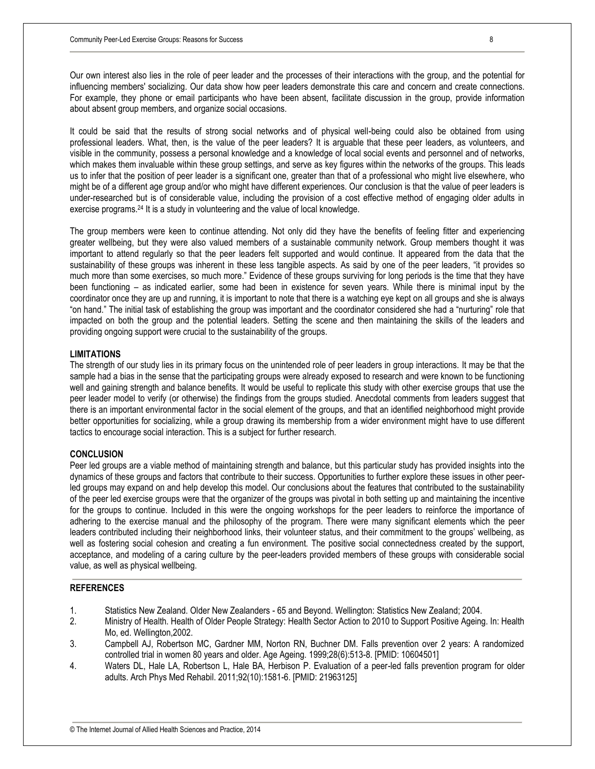Our own interest also lies in the role of peer leader and the processes of their interactions with the group, and the potential for influencing members' socializing. Our data show how peer leaders demonstrate this care and concern and create connections. For example, they phone or email participants who have been absent, facilitate discussion in the group, provide information about absent group members, and organize social occasions.

It could be said that the results of strong social networks and of physical well-being could also be obtained from using professional leaders. What, then, is the value of the peer leaders? It is arguable that these peer leaders, as volunteers, and visible in the community, possess a personal knowledge and a knowledge of local social events and personnel and of networks, which makes them invaluable within these group settings, and serve as key figures within the networks of the groups. This leads us to infer that the position of peer leader is a significant one, greater than that of a professional who might live elsewhere, who might be of a different age group and/or who might have different experiences. Our conclusion is that the value of peer leaders is under-researched but is of considerable value, including the provision of a cost effective method of engaging older adults in exercise programs.[24] It is a study in volunteering and the value of local knowledge.

The group members were keen to continue attending. Not only did they have the benefits of feeling fitter and experiencing greater wellbeing, but they were also valued members of a sustainable community network. Group members thought it was important to attend regularly so that the peer leaders felt supported and would continue. It appeared from the data that the sustainability of these groups was inherent in these less tangible aspects. As said by one of the peer leaders, "it provides so much more than some exercises, so much more." Evidence of these groups surviving for long periods is the time that they have been functioning – as indicated earlier, some had been in existence for seven years. While there is minimal input by the coordinator once they are up and running, it is important to note that there is a watching eye kept on all groups and she is always "on hand." The initial task of establishing the group was important and the coordinator considered she had a "nurturing" role that impacted on both the group and the potential leaders. Setting the scene and then maintaining the skills of the leaders and providing ongoing support were crucial to the sustainability of the groups.

## LIMITATIONS

The strength of our study lies in its primary focus on the unintended role of peer leaders in group interactions. It may be that the sample had a bias in the sense that the participating groups were already exposed to research and were known to be functioning well and gaining strength and balance benefits. It would be useful to replicate this study with other exercise groups that use the peer leader model to verify (or otherwise) the findings from the groups studied. Anecdotal comments from leaders suggest that there is an important environmental factor in the social element of the groups, and that an identified neighborhood might provide better opportunities for socializing, while a group drawing its membership from a wider environment might have to use different tactics to encourage social interaction. This is a subject for further research.

## CONCLUSION

Peer led groups are a viable method of maintaining strength and balance, but this particular study has provided insights into the dynamics of these groups and factors that contribute to their success. Opportunities to further explore these issues in other peer-led groups may expand on and help develop this model. Our conclusions about the features that contributed to the sustainability of the peer led exercise groups were that the organizer of the groups was pivotal in both setting up and maintaining the incentive for the groups to continue. Included in this were the ongoing workshops for the peer leaders to reinforce the importance of adhering to the exercise manual and the philosophy of the program. There were many significant elements which the peer leaders contributed including their neighborhood links, their volunteer status, and their commitment to the groups' wellbeing, as well as fostering social cohesion and creating a fun environment. The positive social connectedness created by the support, acceptance, and modeling of a caring culture by the peer-leaders provided members of these groups with considerable social value, as well as physical wellbeing.

## REFERENCES

1. Statistics New Zealand. Older New Zealanders - 65 and Beyond. Wellington: Statistics New Zealand; 2004.
2. Ministry of Health. Health of Older People Strategy: Health Sector Action to 2010 to Support Positive Ageing. In: Health Mo, ed. Wellington,2002.
3. Campbell AJ, Robertson MC, Gardner MM, Norton RN, Buchner DM. Falls prevention over 2 years: A randomized controlled trial in women 80 years and older. Age Ageing. 1999;28(6):513-8. [PMID: 10604501]
4. Waters DL, Hale LA, Robertson L, Hale BA, Herbison P. Evaluation of a peer-led falls prevention program for older adults. Arch Phys Med Rehabil. 2011;92(10):1581-6. [PMID: 21963125]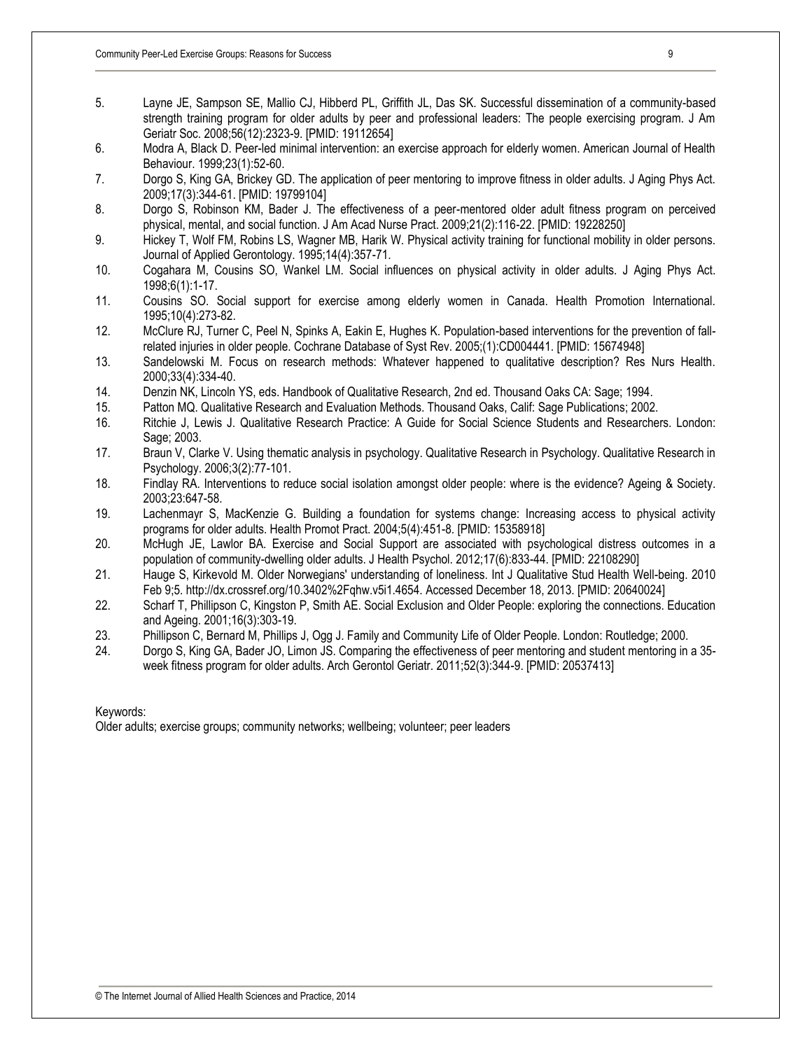5. Layne JE, Sampson SE, Mallio CJ, Hibberd PL, Griffith JL, Das SK. Successful dissemination of a community-based strength training program for older adults by peer and professional leaders: The people exercising program. J Am Geriatr Soc. 2008;56(12):2323-9. [PMID: 19112654]
6. Modra A, Black D. Peer-led minimal intervention: an exercise approach for elderly women. American Journal of Health Behaviour. 1999;23(1):52-60.
7. Dorgo S, King GA, Brickey GD. The application of peer mentoring to improve fitness in older adults. J Aging Phys Act. 2009;17(3):344-61. [PMID: 19799104]
8. Dorgo S, Robinson KM, Bader J. The effectiveness of a peer-mentored older adult fitness program on perceived physical, mental, and social function. J Am Acad Nurse Pract. 2009;21(2):116-22. [PMID: 19228250]
9. Hickey T, Wolf FM, Robins LS, Wagner MB, Harik W. Physical activity training for functional mobility in older persons. Journal of Applied Gerontology. 1995;14(4):357-71.
10. Cogahara M, Cousins SO, Wankel LM. Social influences on physical activity in older adults. J Aging Phys Act. 1998;6(1):1-17.
11. Cousins SO. Social support for exercise among elderly women in Canada. Health Promotion International. 1995;10(4):273-82.
12. McClure RJ, Turner C, Peel N, Spinks A, Eakin E, Hughes K. Population-based interventions for the prevention of fall-related injuries in older people. Cochrane Database of Syst Rev. 2005;(1):CD004441. [PMID: 15674948]
13. Sandelowski M. Focus on research methods: Whatever happened to qualitative description? Res Nurs Health. 2000;33(4):334-40.
14. Denzin NK, Lincoln YS, eds. Handbook of Qualitative Research, 2nd ed. Thousand Oaks CA: Sage; 1994.
15. Patton MQ. Qualitative Research and Evaluation Methods. Thousand Oaks, Calif: Sage Publications; 2002.
16. Ritchie J, Lewis J. Qualitative Research Practice: A Guide for Social Science Students and Researchers. London: Sage; 2003.
17. Braun V, Clarke V. Using thematic analysis in psychology. Qualitative Research in Psychology. Qualitative Research in Psychology. 2006;3(2):77-101.
18. Findlay RA. Interventions to reduce social isolation amongst older people: where is the evidence? Ageing & Society. 2003;23:647-58.
19. Lachenmayr S, MacKenzie G. Building a foundation for systems change: Increasing access to physical activity programs for older adults. Health Promot Pract. 2004;5(4):451-8. [PMID: 15358918]
20. McHugh JE, Lawlor BA. Exercise and Social Support are associated with psychological distress outcomes in a population of community-dwelling older adults. J Health Psychol. 2012;17(6):833-44. [PMID: 22108290]
21. Hauge S, Kirkevold M. Older Norwegians' understanding of loneliness. Int J Qualitative Stud Health Well-being. 2010 Feb 9;5. http://dx.crossref.org/10.3402%2Fqhw.v5i1.4654. Accessed December 18, 2013. [PMID: 20640024]
22. Scharf T, Phillipson C, Kingston P, Smith AE. Social Exclusion and Older People: exploring the connections. Education and Ageing. 2001;16(3):303-19.
23. Phillipson C, Bernard M, Phillips J, Ogg J. Family and Community Life of Older People. London: Routledge; 2000.
24. Dorgo S, King GA, Bader JO, Limon JS. Comparing the effectiveness of peer mentoring and student mentoring in a 35-week fitness program for older adults. Arch Gerontol Geriatr. 2011;52(3):344-9. [PMID: 20537413]

Keywords:
Older adults; exercise groups; community networks; wellbeing; volunteer; peer leaders